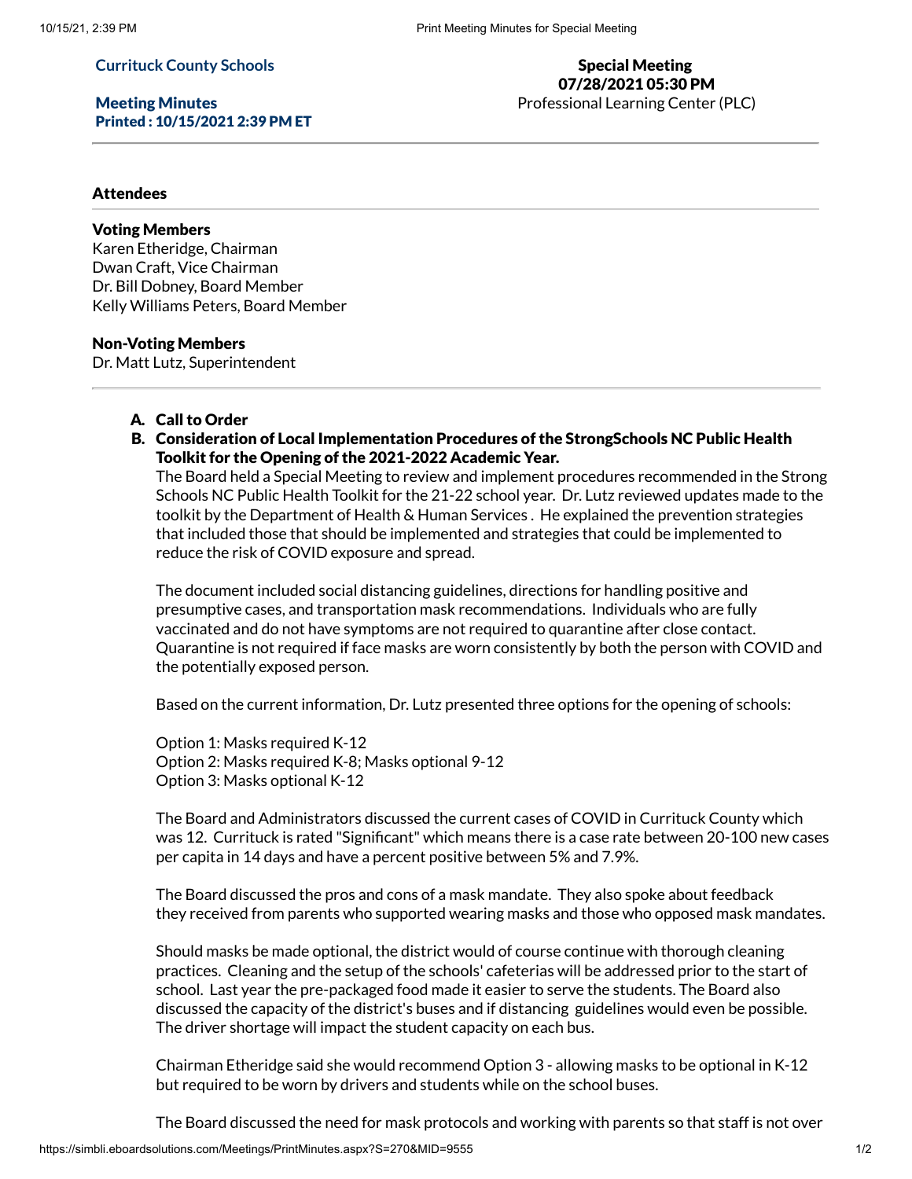**Currituck County Schools**

**Meeting Minutes**
**Printed : 10/15/2021 2:39 PM ET**

**Special Meeting**
**07/28/2021 05:30 PM**
Professional Learning Center (PLC)

---

### Attendees

---

**Voting Members**
Karen Etheridge, Chairman
Dwan Craft, Vice Chairman
Dr. Bill Dobney, Board Member
Kelly Williams Peters, Board Member

**Non-Voting Members**
Dr. Matt Lutz, Superintendent

---

A. **Call to Order**

B. **Consideration of Local Implementation Procedures of the StrongSchools NC Public Health Toolkit for the Opening of the 2021-2022 Academic Year.**

The Board held a Special Meeting to review and implement procedures recommended in the Strong Schools NC Public Health Toolkit for the 21-22 school year. Dr. Lutz reviewed updates made to the toolkit by the Department of Health & Human Services . He explained the prevention strategies that included those that should be implemented and strategies that could be implemented to reduce the risk of COVID exposure and spread.

The document included social distancing guidelines, directions for handling positive and presumptive cases, and transportation mask recommendations. Individuals who are fully vaccinated and do not have symptoms are not required to quarantine after close contact. Quarantine is not required if face masks are worn consistently by both the person with COVID and the potentially exposed person.

Based on the current information, Dr. Lutz presented three options for the opening of schools:

Option 1: Masks required K-12
Option 2: Masks required K-8; Masks optional 9-12
Option 3: Masks optional K-12

The Board and Administrators discussed the current cases of COVID in Currituck County which was 12. Currituck is rated "Significant" which means there is a case rate between 20-100 new cases per capita in 14 days and have a percent positive between 5% and 7.9%.

The Board discussed the pros and cons of a mask mandate. They also spoke about feedback they received from parents who supported wearing masks and those who opposed mask mandates.

Should masks be made optional, the district would of course continue with thorough cleaning practices. Cleaning and the setup of the schools' cafeterias will be addressed prior to the start of school. Last year the pre-packaged food made it easier to serve the students. The Board also discussed the capacity of the district's buses and if distancing guidelines would even be possible. The driver shortage will impact the student capacity on each bus.

Chairman Etheridge said she would recommend Option 3 - allowing masks to be optional in K-12 but required to be worn by drivers and students while on the school buses.

The Board discussed the need for mask protocols and working with parents so that staff is not over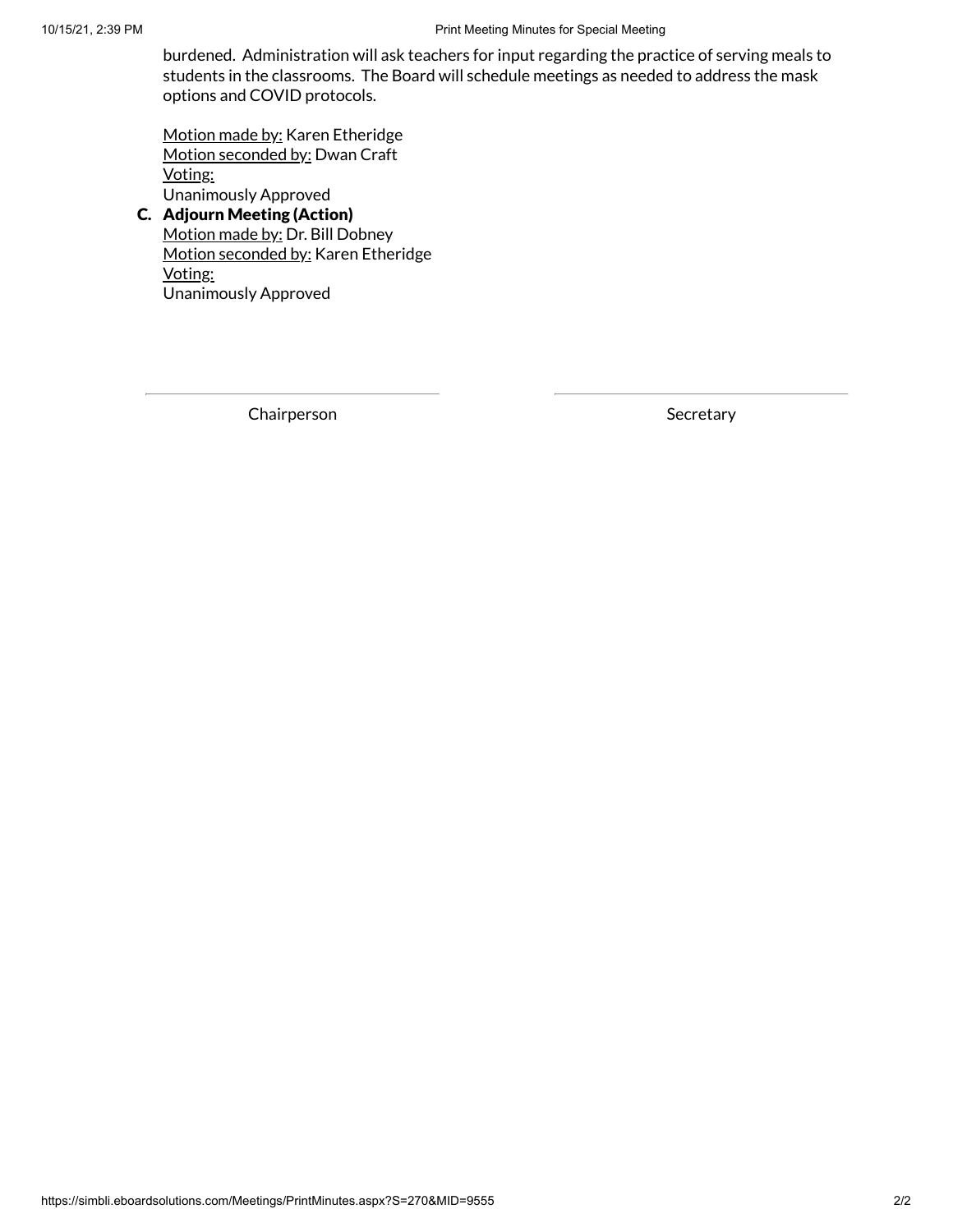burdened. Administration will ask teachers for input regarding the practice of serving meals to students in the classrooms. The Board will schedule meetings as needed to address the mask options and COVID protocols.

Motion made by: Karen Etheridge
Motion seconded by: Dwan Craft
Voting:
Unanimously Approved

**C. Adjourn Meeting (Action)**

Motion made by: Dr. Bill Dobney
Motion seconded by: Karen Etheridge
Voting:
Unanimously Approved

| | |
|---|---|
| Chairperson | Secretary |